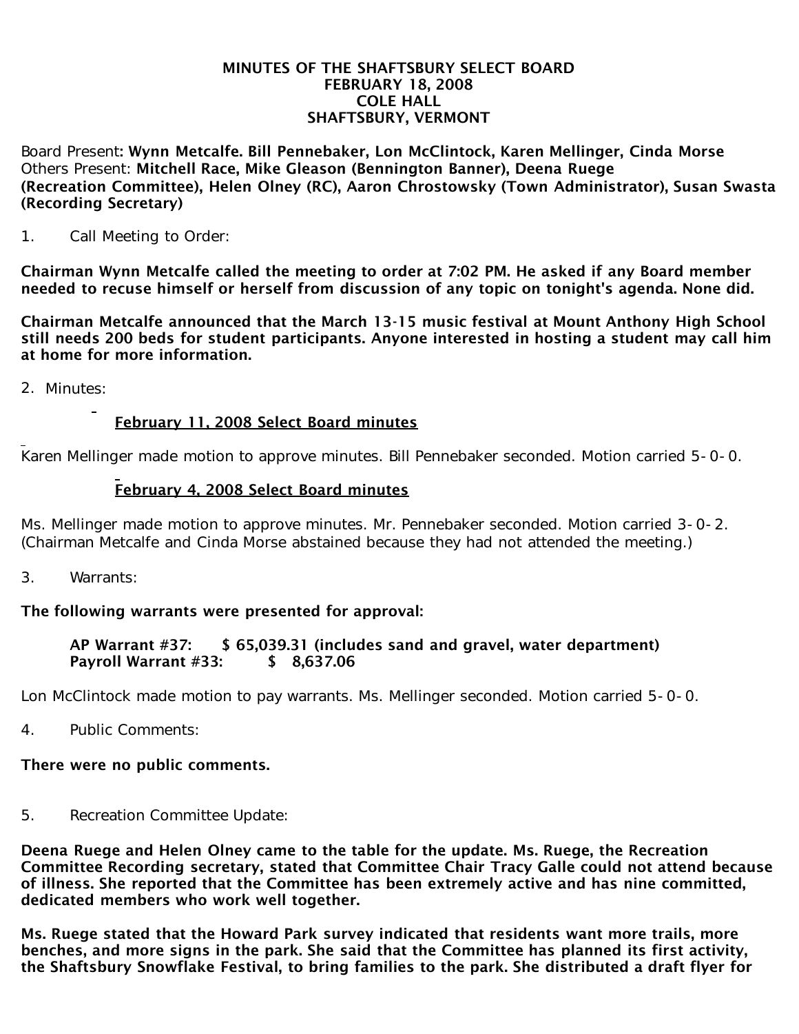# MINUTES OF THE SHAFTSBURY SELECT BOARD
## FEBRUARY 18, 2008
## COLE HALL
## SHAFTSBURY, VERMONT

Board Present: **Wynn Metcalfe. Bill Pennebaker, Lon McClintock, Karen Mellinger, Cinda Morse**
Others Present: **Mitchell Race, Mike Gleason (Bennington Banner), Deena Ruege (Recreation Committee), Helen Olney (RC), Aaron Chrostowsky (Town Administrator), Susan Swasta (Recording Secretary)**

1. Call Meeting to Order:

**Chairman Wynn Metcalfe called the meeting to order at 7:02 PM. He asked if any Board member needed to recuse himself or herself from discussion of any topic on tonight's agenda. None did.**

**Chairman Metcalfe announced that the March 13-15 music festival at Mount Anthony High School still needs 200 beds for student participants. Anyone interested in hosting a student may call him at home for more information.**

2. Minutes:

**<u>February 11, 2008 Select Board minutes</u>**

Karen Mellinger made motion to approve minutes. Bill Pennebaker seconded. Motion carried 5-0-0.

**<u>February 4, 2008 Select Board minutes</u>**

Ms. Mellinger made motion to approve minutes. Mr. Pennebaker seconded. Motion carried 3-0-2. (Chairman Metcalfe and Cinda Morse abstained because they had not attended the meeting.)

3. Warrants:

**The following warrants were presented for approval:**

**AP Warrant #37: $ 65,039.31 (includes sand and gravel, water department)**
**Payroll Warrant #33: $ 8,637.06**

Lon McClintock made motion to pay warrants. Ms. Mellinger seconded. Motion carried 5-0-0.

4. Public Comments:

**There were no public comments.**

5. Recreation Committee Update:

**Deena Ruege and Helen Olney came to the table for the update. Ms. Ruege, the Recreation Committee Recording secretary, stated that Committee Chair Tracy Galle could not attend because of illness. She reported that the Committee has been extremely active and has nine committed, dedicated members who work well together.**

**Ms. Ruege stated that the Howard Park survey indicated that residents want more trails, more benches, and more signs in the park. She said that the Committee has planned its first activity, the Shaftsbury Snowflake Festival, to bring families to the park. She distributed a draft flyer for**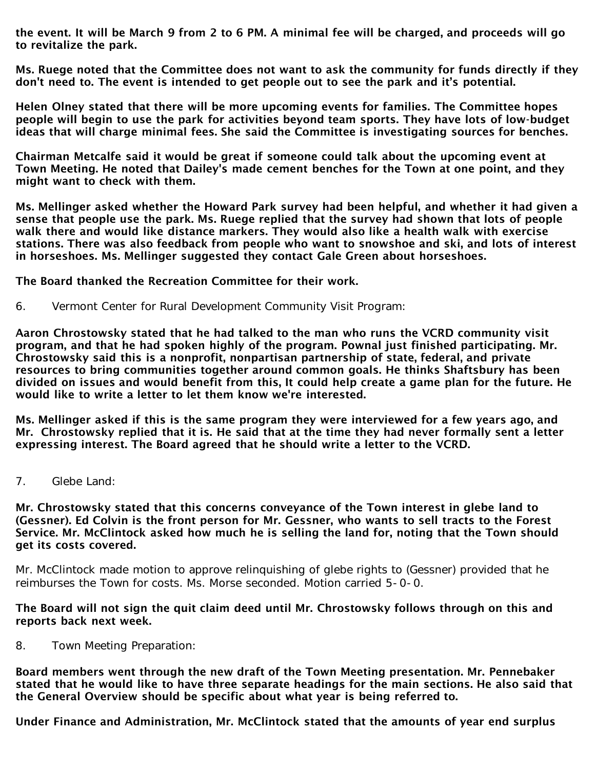**the event. It will be March 9 from 2 to 6 PM. A minimal fee will be charged, and proceeds will go to revitalize the park.**

**Ms. Ruege noted that the Committee does not want to ask the community for funds directly if they don't need to. The event is intended to get people out to see the park and it's potential.**

**Helen Olney stated that there will be more upcoming events for families. The Committee hopes people will begin to use the park for activities beyond team sports. They have lots of low-budget ideas that will charge minimal fees. She said the Committee is investigating sources for benches.**

**Chairman Metcalfe said it would be great if someone could talk about the upcoming event at Town Meeting. He noted that Dailey's made cement benches for the Town at one point, and they might want to check with them.**

**Ms. Mellinger asked whether the Howard Park survey had been helpful, and whether it had given a sense that people use the park. Ms. Ruege replied that the survey had shown that lots of people walk there and would like distance markers. They would also like a health walk with exercise stations. There was also feedback from people who want to snowshoe and ski, and lots of interest in horseshoes. Ms. Mellinger suggested they contact Gale Green about horseshoes.**

**The Board thanked the Recreation Committee for their work.**

6. Vermont Center for Rural Development Community Visit Program:

**Aaron Chrostowsky stated that he had talked to the man who runs the VCRD community visit program, and that he had spoken highly of the program. Pownal just finished participating. Mr. Chrostowsky said this is a nonprofit, nonpartisan partnership of state, federal, and private resources to bring communities together around common goals. He thinks Shaftsbury has been divided on issues and would benefit from this, It could help create a game plan for the future. He would like to write a letter to let them know we're interested.**

**Ms. Mellinger asked if this is the same program they were interviewed for a few years ago, and Mr. Chrostowsky replied that it is. He said that at the time they had never formally sent a letter expressing interest. The Board agreed that he should write a letter to the VCRD.**

7. Glebe Land:

**Mr. Chrostowsky stated that this concerns conveyance of the Town interest in glebe land to (Gessner). Ed Colvin is the front person for Mr. Gessner, who wants to sell tracts to the Forest Service. Mr. McClintock asked how much he is selling the land for, noting that the Town should get its costs covered.**

Mr. McClintock made motion to approve relinquishing of glebe rights to (Gessner) provided that he reimburses the Town for costs. Ms. Morse seconded. Motion carried 5-0-0.

**The Board will not sign the quit claim deed until Mr. Chrostowsky follows through on this and reports back next week.**

8. Town Meeting Preparation:

**Board members went through the new draft of the Town Meeting presentation. Mr. Pennebaker stated that he would like to have three separate headings for the main sections. He also said that the General Overview should be specific about what year is being referred to.**

**Under Finance and Administration, Mr. McClintock stated that the amounts of year end surplus**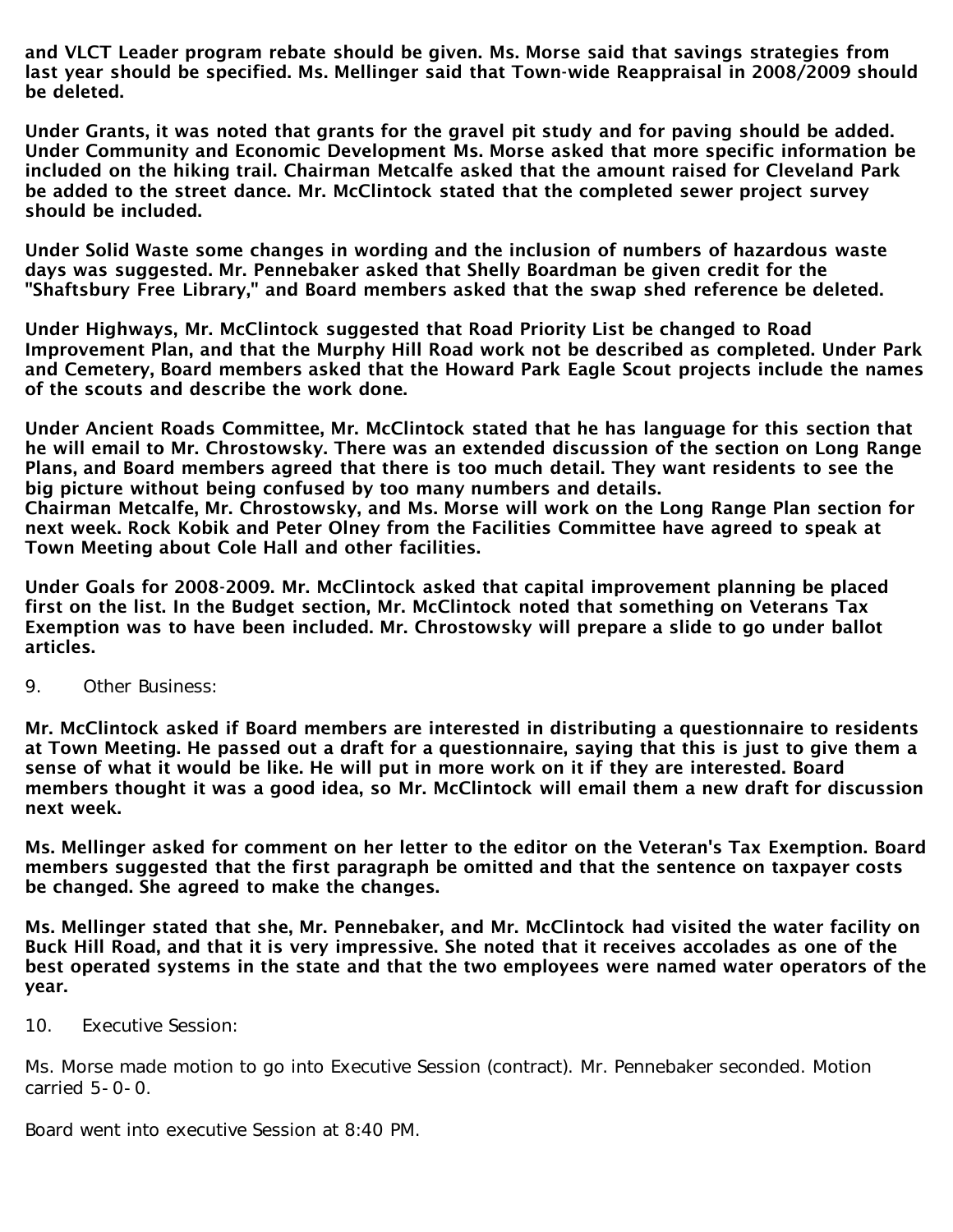**and VLCT Leader program rebate should be given. Ms. Morse said that savings strategies from last year should be specified. Ms. Mellinger said that Town-wide Reappraisal in 2008/2009 should be deleted.**

**Under Grants, it was noted that grants for the gravel pit study and for paving should be added. Under Community and Economic Development Ms. Morse asked that more specific information be included on the hiking trail. Chairman Metcalfe asked that the amount raised for Cleveland Park be added to the street dance. Mr. McClintock stated that the completed sewer project survey should be included.**

**Under Solid Waste some changes in wording and the inclusion of numbers of hazardous waste days was suggested. Mr. Pennebaker asked that Shelly Boardman be given credit for the "Shaftsbury Free Library," and Board members asked that the swap shed reference be deleted.**

**Under Highways, Mr. McClintock suggested that Road Priority List be changed to Road Improvement Plan, and that the Murphy Hill Road work not be described as completed. Under Park and Cemetery, Board members asked that the Howard Park Eagle Scout projects include the names of the scouts and describe the work done.**

**Under Ancient Roads Committee, Mr. McClintock stated that he has language for this section that he will email to Mr. Chrostowsky. There was an extended discussion of the section on Long Range Plans, and Board members agreed that there is too much detail. They want residents to see the big picture without being confused by too many numbers and details.**
**Chairman Metcalfe, Mr. Chrostowsky, and Ms. Morse will work on the Long Range Plan section for next week. Rock Kobik and Peter Olney from the Facilities Committee have agreed to speak at Town Meeting about Cole Hall and other facilities.**

**Under Goals for 2008-2009. Mr. McClintock asked that capital improvement planning be placed first on the list. In the Budget section, Mr. McClintock noted that something on Veterans Tax Exemption was to have been included. Mr. Chrostowsky will prepare a slide to go under ballot articles.**

9. Other Business:

**Mr. McClintock asked if Board members are interested in distributing a questionnaire to residents at Town Meeting. He passed out a draft for a questionnaire, saying that this is just to give them a sense of what it would be like. He will put in more work on it if they are interested. Board members thought it was a good idea, so Mr. McClintock will email them a new draft for discussion next week.**

**Ms. Mellinger asked for comment on her letter to the editor on the Veteran's Tax Exemption. Board members suggested that the first paragraph be omitted and that the sentence on taxpayer costs be changed. She agreed to make the changes.**

**Ms. Mellinger stated that she, Mr. Pennebaker, and Mr. McClintock had visited the water facility on Buck Hill Road, and that it is very impressive. She noted that it receives accolades as one of the best operated systems in the state and that the two employees were named water operators of the year.**

10. Executive Session:

Ms. Morse made motion to go into Executive Session (contract). Mr. Pennebaker seconded. Motion carried 5-0-0.

Board went into executive Session at 8:40 PM.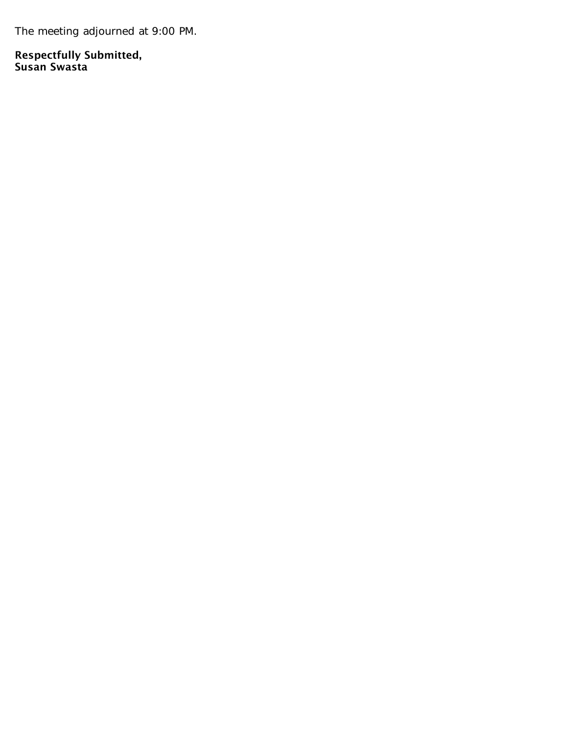The meeting adjourned at 9:00 PM.

**Respectfully Submitted,**
**Susan Swasta**